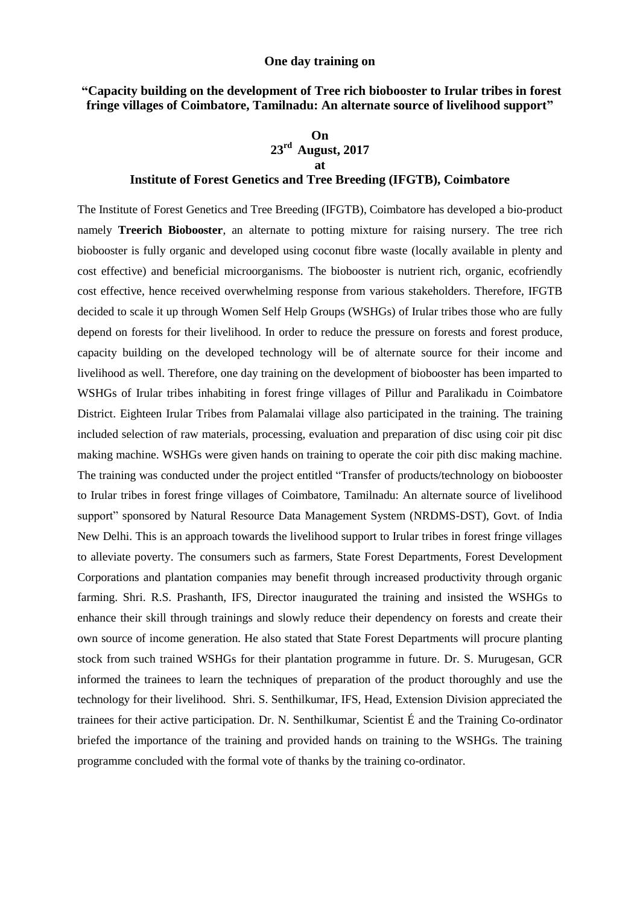**One day training on**

**"Capacity building on the development of Tree rich biobooster to Irular tribes in forest fringe villages of Coimbatore, Tamilnadu: An alternate source of livelihood support"**

**On**
**23rd August, 2017**
**at**
**Institute of Forest Genetics and Tree Breeding (IFGTB), Coimbatore**

The Institute of Forest Genetics and Tree Breeding (IFGTB), Coimbatore has developed a bio-product namely **Treerich Biobooster**, an alternate to potting mixture for raising nursery. The tree rich biobooster is fully organic and developed using coconut fibre waste (locally available in plenty and cost effective) and beneficial microorganisms. The biobooster is nutrient rich, organic, ecofriendly cost effective, hence received overwhelming response from various stakeholders. Therefore, IFGTB decided to scale it up through Women Self Help Groups (WSHGs) of Irular tribes those who are fully depend on forests for their livelihood. In order to reduce the pressure on forests and forest produce, capacity building on the developed technology will be of alternate source for their income and livelihood as well. Therefore, one day training on the development of biobooster has been imparted to WSHGs of Irular tribes inhabiting in forest fringe villages of Pillur and Paralikadu in Coimbatore District. Eighteen Irular Tribes from Palamalai village also participated in the training. The training included selection of raw materials, processing, evaluation and preparation of disc using coir pit disc making machine. WSHGs were given hands on training to operate the coir pith disc making machine. The training was conducted under the project entitled "Transfer of products/technology on biobooster to Irular tribes in forest fringe villages of Coimbatore, Tamilnadu: An alternate source of livelihood support" sponsored by Natural Resource Data Management System (NRDMS-DST), Govt. of India New Delhi. This is an approach towards the livelihood support to Irular tribes in forest fringe villages to alleviate poverty. The consumers such as farmers, State Forest Departments, Forest Development Corporations and plantation companies may benefit through increased productivity through organic farming. Shri. R.S. Prashanth, IFS, Director inaugurated the training and insisted the WSHGs to enhance their skill through trainings and slowly reduce their dependency on forests and create their own source of income generation. He also stated that State Forest Departments will procure planting stock from such trained WSHGs for their plantation programme in future. Dr. S. Murugesan, GCR informed the trainees to learn the techniques of preparation of the product thoroughly and use the technology for their livelihood. Shri. S. Senthilkumar, IFS, Head, Extension Division appreciated the trainees for their active participation. Dr. N. Senthilkumar, Scientist É and the Training Co-ordinator briefed the importance of the training and provided hands on training to the WSHGs. The training programme concluded with the formal vote of thanks by the training co-ordinator.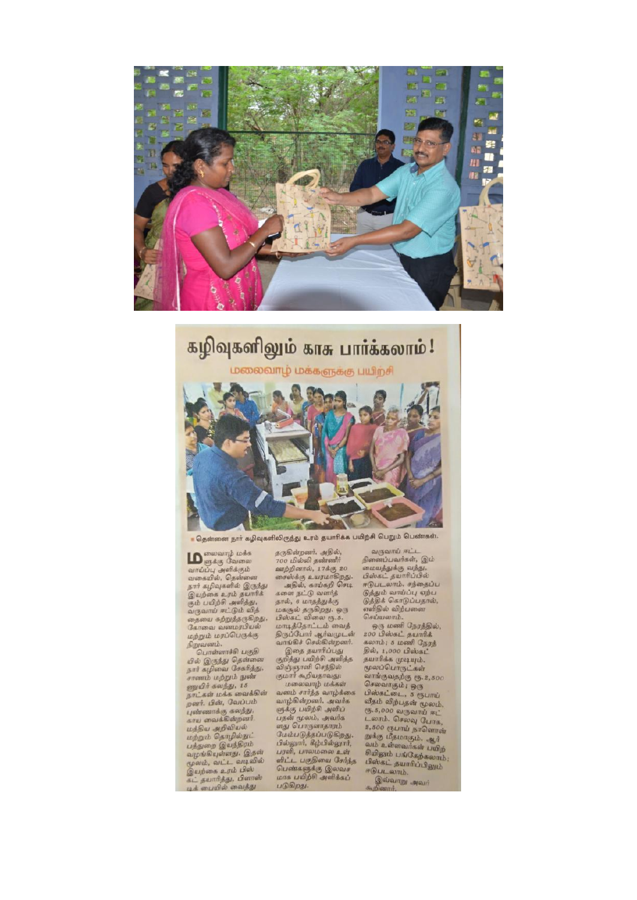# கழிவுகளிலும் காசு பார்க்கலாம்!

## மலைவாழ் மக்களுக்கு பயிற்சி

● தென்னை நார் கழிவுகளிலிருந்து உரம் தயாரிக்க பயிற்சி பெறும் பெண்கள்.

மலைவாழ் மக்களுக்கு வேலை வாய்ப்பு அளிக்கும் வகையில், தென்னை நார் கழிவுகளில் இருந்து இயற்கை உரம் தயாரிக்கும் பயிற்சி அளித்து, வருவாய் ஈட்டும் வித்தையை கற்றுத்தருகிறது, கோவை வனமரபியல் மற்றும் மரப்பெருக்கு நிறுவனம்.

பொள்ளாச்சி பகுதியில் இருந்து தென்னை நார் கழிவை சேகரித்து, சாணம் மற்றும் நுண்ணுயிர் கலந்து, 15 நாட்கள் மக்க வைக்கின்றனர். பின், வேப்பம் புண்ணாக்கு கலந்து, காய வைக்கின்றனர். மத்திய அறிவியல் மற்றும் தொழில்நுட்பத்துறை இயந்திரம் வழங்கியுள்ளது. இதன் மூலம், வட்ட வடிவில் இயற்கை உரம் பிஸ்கட் தயாரித்து, பிளாஸ்டிக் பையில் வைத்து தருகின்றனர். அதில், 700 மில்லி தண்ணீர் ஊற்றினால், 17க்கு 20 சைஸ்க்கு உயரமாகிறது.

அதில், காய்கறி செடிகளை நட்டு வளர்த்தால், 6 மாதத்துக்கு மகசூல் தருகிறது. ஒரு பிஸ்கட் விலை ரூ.5. மாடித்தோட்டம் வைத்திருப்போர் ஆர்வமுடன் வாங்கிச் செல்கின்றனர்.

இதை தயாரிப்பது குறித்து பயிற்சி அளித்த விஞ்ஞானி செந்தில் குமார் கூறியதாவது:

மலைவாழ் மக்கள் வனம் சார்ந்த வாழ்க்கை வாழ்கின்றனர். அவர்களுக்கு பயிற்சி அளிப்பதன் மூலம், அவர்களது பொருளாதாரம் மேம்படுத்தப்படுகிறது. பில்லூர், கீழ்பில்லூர், பரளி, பாலமலை உள்ளிட்ட பகுதியை சேர்ந்த பெண்களுக்கு இலவசமாக பயிற்சி அளிக்கப்படுகிறது.

வருவாய் ஈட்ட நினைப்பவர்கள், இம்மையத்துக்கு வந்து, பிஸ்கட் தயாரிப்பில் ஈடுபடலாம். சந்தைப்படுத்தும் வாய்ப்பு ஏற்படுத்திக் கொடுப்பதால், எளிதில் விற்பனை செய்யலாம்.

ஒரு மணி நேரத்தில், 200 பிஸ்கட் தயாரிக்கலாம்; 5 மணி நேரத்தில், 1,000 பிஸ்கட் தயாரிக்க முடியும். மூலப்பொருட்கள் வாங்குவதற்கு ரூ.2,500 செலவாகும்; ஒரு பிஸ்கட்டை, 5 ரூபாய் வீதம் விற்பதன் மூலம், ரூ.5,000 வருவாய் ஈட்டலாம். செலவு போக, 2,500 ரூபாய் நாளொன்றுக்கு மீதமாகும். ஆர்வம் உள்ளவர்கள் பயிற்சியிலும் பங்கேற்கலாம்; பிஸ்கட் தயாரிப்பிலும் ஈடுபடலாம்.

இவ்வாறு அவர் கூறினார்.